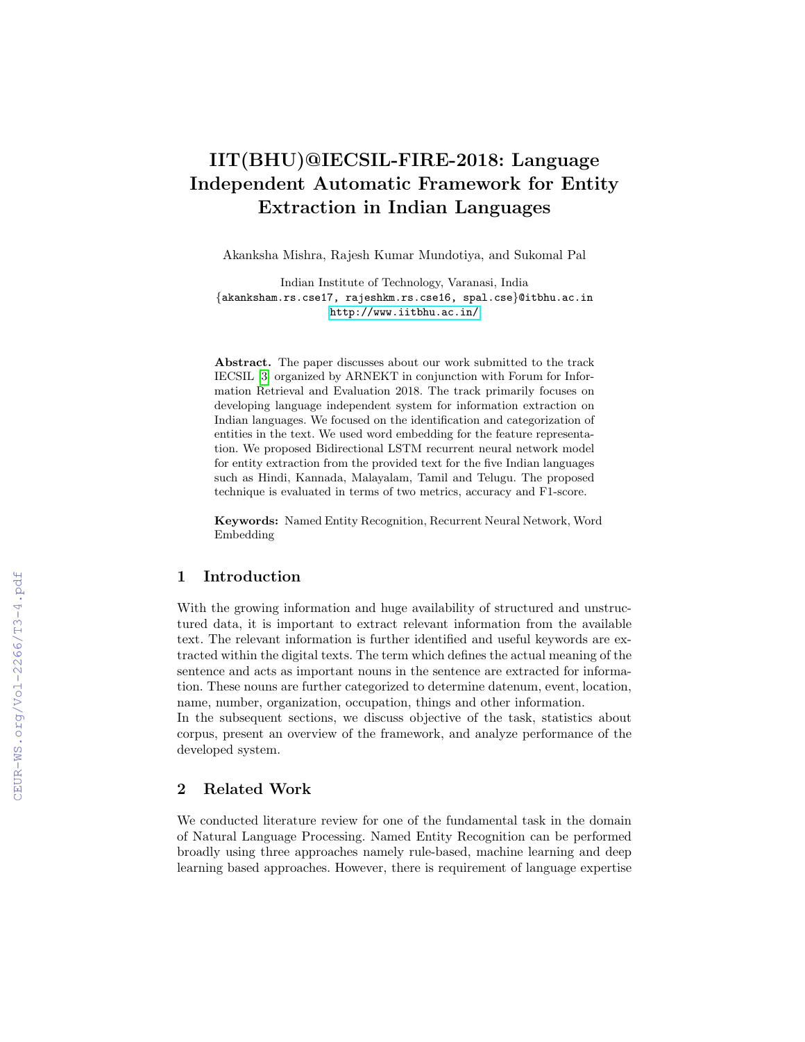# IIT(BHU)@IECSIL-FIRE-2018: Language Independent Automatic Framework for Entity Extraction in Indian Languages

Akanksha Mishra, Rajesh Kumar Mundotiya, and Sukomal Pal

Indian Institute of Technology, Varanasi, India
{akanksham.rs.cse17, rajeshkm.rs.cse16, spal.cse}@itbhu.ac.in
http://www.iitbhu.ac.in/

**Abstract.** The paper discusses about our work submitted to the track IECSIL [3] organized by ARNEKT in conjunction with Forum for Information Retrieval and Evaluation 2018. The track primarily focuses on developing language independent system for information extraction on Indian languages. We focused on the identification and categorization of entities in the text. We used word embedding for the feature representation. We proposed Bidirectional LSTM recurrent neural network model for entity extraction from the provided text for the five Indian languages such as Hindi, Kannada, Malayalam, Tamil and Telugu. The proposed technique is evaluated in terms of two metrics, accuracy and F1-score.

**Keywords:** Named Entity Recognition, Recurrent Neural Network, Word Embedding

## 1 Introduction

With the growing information and huge availability of structured and unstructured data, it is important to extract relevant information from the available text. The relevant information is further identified and useful keywords are extracted within the digital texts. The term which defines the actual meaning of the sentence and acts as important nouns in the sentence are extracted for information. These nouns are further categorized to determine datenum, event, location, name, number, organization, occupation, things and other information.
In the subsequent sections, we discuss objective of the task, statistics about corpus, present an overview of the framework, and analyze performance of the developed system.

## 2 Related Work

We conducted literature review for one of the fundamental task in the domain of Natural Language Processing. Named Entity Recognition can be performed broadly using three approaches namely rule-based, machine learning and deep learning based approaches. However, there is requirement of language expertise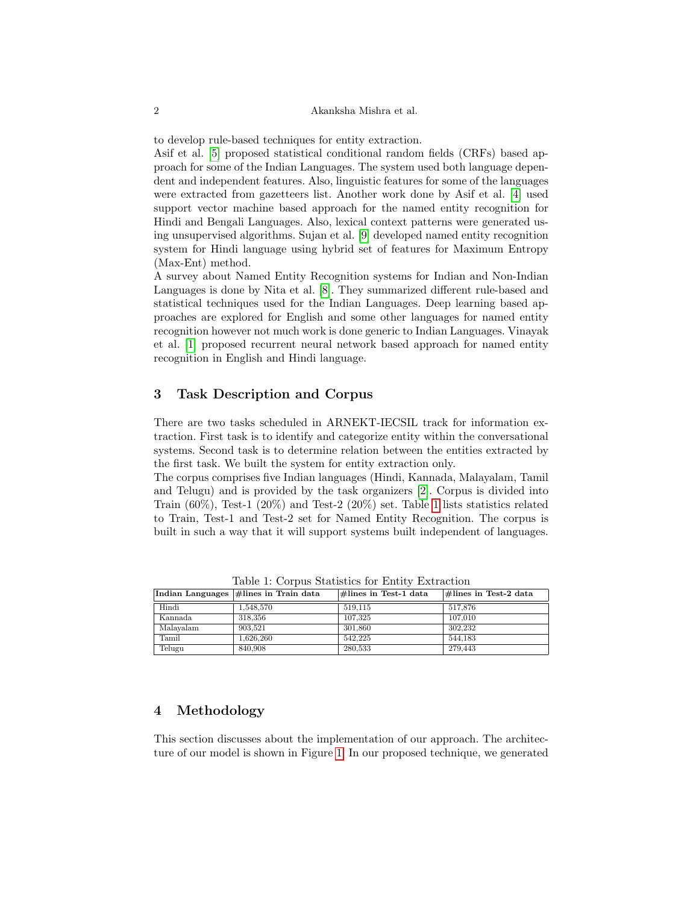to develop rule-based techniques for entity extraction.
Asif et al. [5] proposed statistical conditional random fields (CRFs) based approach for some of the Indian Languages. The system used both language dependent and independent features. Also, linguistic features for some of the languages were extracted from gazetteers list. Another work done by Asif et al. [4] used support vector machine based approach for the named entity recognition for Hindi and Bengali Languages. Also, lexical context patterns were generated using unsupervised algorithms. Sujan et al. [9] developed named entity recognition system for Hindi language using hybrid set of features for Maximum Entropy (Max-Ent) method.
A survey about Named Entity Recognition systems for Indian and Non-Indian Languages is done by Nita et al. [8]. They summarized different rule-based and statistical techniques used for the Indian Languages. Deep learning based approaches are explored for English and some other languages for named entity recognition however not much work is done generic to Indian Languages. Vinayak et al. [1] proposed recurrent neural network based approach for named entity recognition in English and Hindi language.

## 3 Task Description and Corpus

There are two tasks scheduled in ARNEKT-IECSIL track for information extraction. First task is to identify and categorize entity within the conversational systems. Second task is to determine relation between the entities extracted by the first task. We built the system for entity extraction only.
The corpus comprises five Indian languages (Hindi, Kannada, Malayalam, Tamil and Telugu) and is provided by the task organizers [2]. Corpus is divided into Train (60%), Test-1 (20%) and Test-2 (20%) set. Table 1 lists statistics related to Train, Test-1 and Test-2 set for Named Entity Recognition. The corpus is built in such a way that it will support systems built independent of languages.

Table 1: Corpus Statistics for Entity Extraction

| Indian Languages | #lines in Train data | #lines in Test-1 data | #lines in Test-2 data |
|---|---|---|---|
| Hindi | 1,548,570 | 519,115 | 517,876 |
| Kannada | 318,356 | 107,325 | 107,010 |
| Malayalam | 903,521 | 301,860 | 302,232 |
| Tamil | 1,626,260 | 542,225 | 544,183 |
| Telugu | 840,908 | 280,533 | 279,443 |

## 4 Methodology

This section discusses about the implementation of our approach. The architecture of our model is shown in Figure 1. In our proposed technique, we generated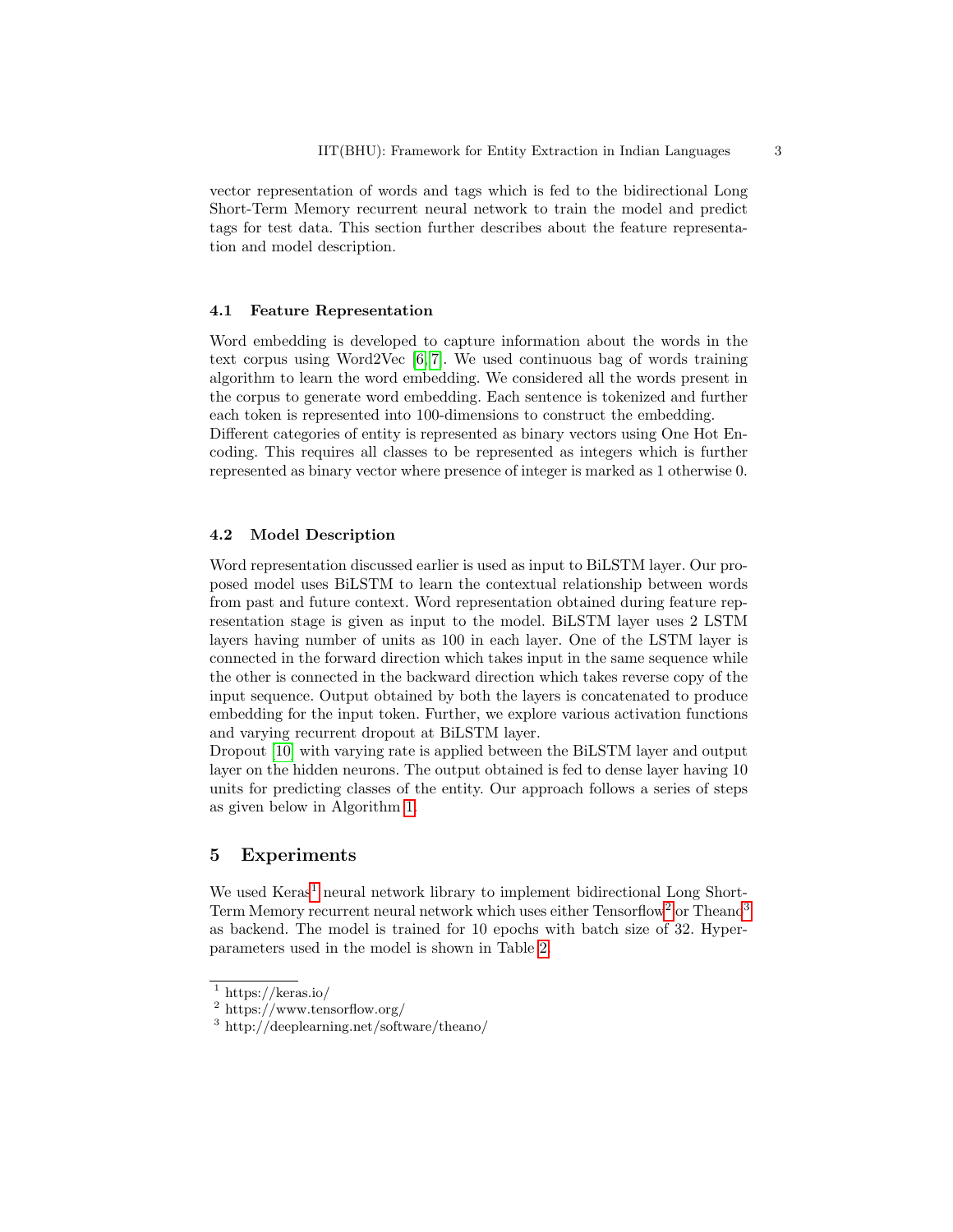vector representation of words and tags which is fed to the bidirectional Long Short-Term Memory recurrent neural network to train the model and predict tags for test data. This section further describes about the feature representation and model description.

### 4.1 Feature Representation

Word embedding is developed to capture information about the words in the text corpus using Word2Vec [6,7]. We used continuous bag of words training algorithm to learn the word embedding. We considered all the words present in the corpus to generate word embedding. Each sentence is tokenized and further each token is represented into 100-dimensions to construct the embedding.
Different categories of entity is represented as binary vectors using One Hot Encoding. This requires all classes to be represented as integers which is further represented as binary vector where presence of integer is marked as 1 otherwise 0.

### 4.2 Model Description

Word representation discussed earlier is used as input to BiLSTM layer. Our proposed model uses BiLSTM to learn the contextual relationship between words from past and future context. Word representation obtained during feature representation stage is given as input to the model. BiLSTM layer uses 2 LSTM layers having number of units as 100 in each layer. One of the LSTM layer is connected in the forward direction which takes input in the same sequence while the other is connected in the backward direction which takes reverse copy of the input sequence. Output obtained by both the layers is concatenated to produce embedding for the input token. Further, we explore various activation functions and varying recurrent dropout at BiLSTM layer.
Dropout [10] with varying rate is applied between the BiLSTM layer and output layer on the hidden neurons. The output obtained is fed to dense layer having 10 units for predicting classes of the entity. Our approach follows a series of steps as given below in Algorithm 1.

## 5 Experiments

We used Keras[1] neural network library to implement bidirectional Long Short-Term Memory recurrent neural network which uses either Tensorflow[2] or Theano[3] as backend. The model is trained for 10 epochs with batch size of 32. Hyper-parameters used in the model is shown in Table 2.

[1] https://keras.io/
[2] https://www.tensorflow.org/
[3] http://deeplearning.net/software/theano/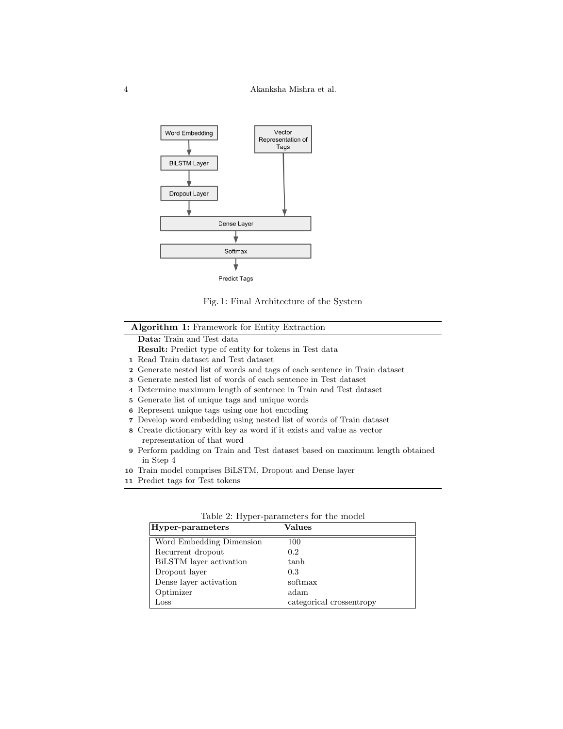Fig. 1: Final Architecture of the System

**Algorithm 1:** Framework for Entity Extraction

**Data:** Train and Test data

**Result:** Predict type of entity for tokens in Test data

1. Read Train dataset and Test dataset
2. Generate nested list of words and tags of each sentence in Train dataset
3. Generate nested list of words of each sentence in Test dataset
4. Determine maximum length of sentence in Train and Test dataset
5. Generate list of unique tags and unique words
6. Represent unique tags using one hot encoding
7. Develop word embedding using nested list of words of Train dataset
8. Create dictionary with key as word if it exists and value as vector representation of that word
9. Perform padding on Train and Test dataset based on maximum length obtained in Step 4
10. Train model comprises BiLSTM, Dropout and Dense layer
11. Predict tags for Test tokens

Table 2: Hyper-parameters for the model

| Hyper-parameters | Values |
|---|---|
| Word Embedding Dimension | 100 |
| Recurrent dropout | 0.2 |
| BiLSTM layer activation | tanh |
| Dropout layer | 0.3 |
| Dense layer activation | softmax |
| Optimizer | adam |
| Loss | categorical crossentropy |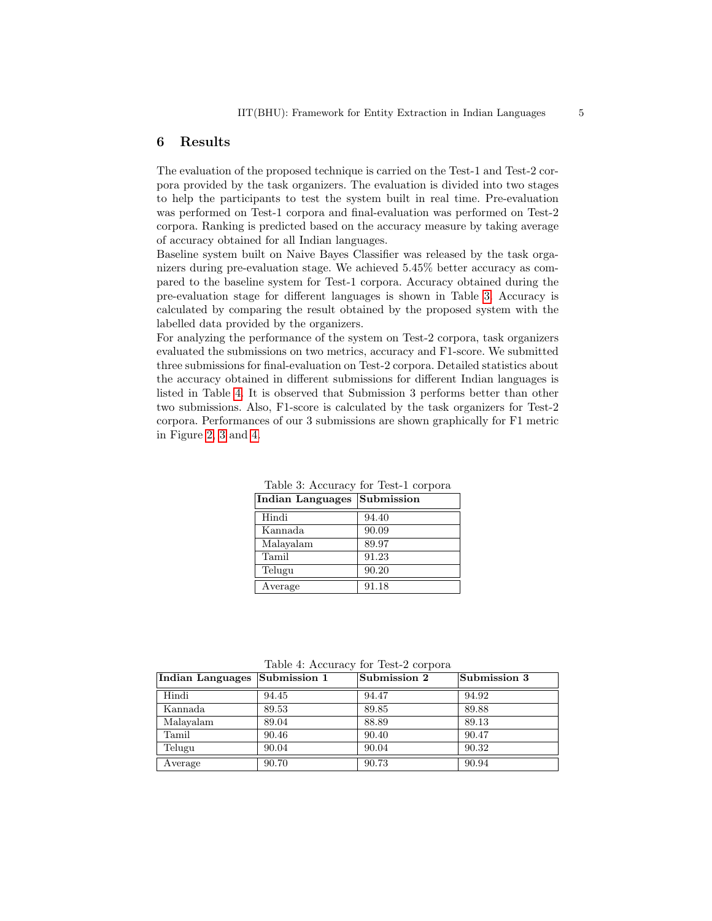## 6 Results

The evaluation of the proposed technique is carried on the Test-1 and Test-2 corpora provided by the task organizers. The evaluation is divided into two stages to help the participants to test the system built in real time. Pre-evaluation was performed on Test-1 corpora and final-evaluation was performed on Test-2 corpora. Ranking is predicted based on the accuracy measure by taking average of accuracy obtained for all Indian languages.
Baseline system built on Naive Bayes Classifier was released by the task organizers during pre-evaluation stage. We achieved 5.45% better accuracy as compared to the baseline system for Test-1 corpora. Accuracy obtained during the pre-evaluation stage for different languages is shown in Table 3. Accuracy is calculated by comparing the result obtained by the proposed system with the labelled data provided by the organizers.
For analyzing the performance of the system on Test-2 corpora, task organizers evaluated the submissions on two metrics, accuracy and F1-score. We submitted three submissions for final-evaluation on Test-2 corpora. Detailed statistics about the accuracy obtained in different submissions for different Indian languages is listed in Table 4. It is observed that Submission 3 performs better than other two submissions. Also, F1-score is calculated by the task organizers for Test-2 corpora. Performances of our 3 submissions are shown graphically for F1 metric in Figure 2, 3 and 4.

Table 3: Accuracy for Test-1 corpora

| Indian Languages | Submission |
|---|---|
| Hindi | 94.40 |
| Kannada | 90.09 |
| Malayalam | 89.97 |
| Tamil | 91.23 |
| Telugu | 90.20 |
| Average | 91.18 |

Table 4: Accuracy for Test-2 corpora

| Indian Languages | Submission 1 | Submission 2 | Submission 3 |
|---|---|---|---|
| Hindi | 94.45 | 94.47 | 94.92 |
| Kannada | 89.53 | 89.85 | 89.88 |
| Malayalam | 89.04 | 88.89 | 89.13 |
| Tamil | 90.46 | 90.40 | 90.47 |
| Telugu | 90.04 | 90.04 | 90.32 |
| Average | 90.70 | 90.73 | 90.94 |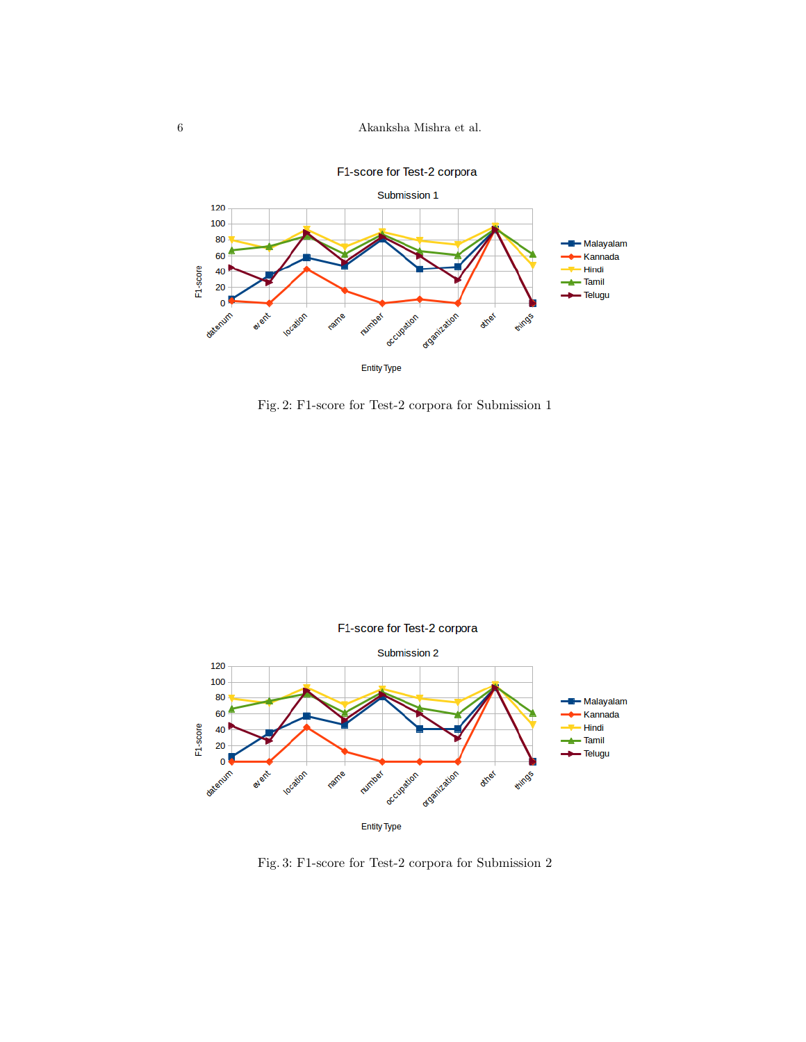Fig. 2: F1-score for Test-2 corpora for Submission 1

Fig. 3: F1-score for Test-2 corpora for Submission 2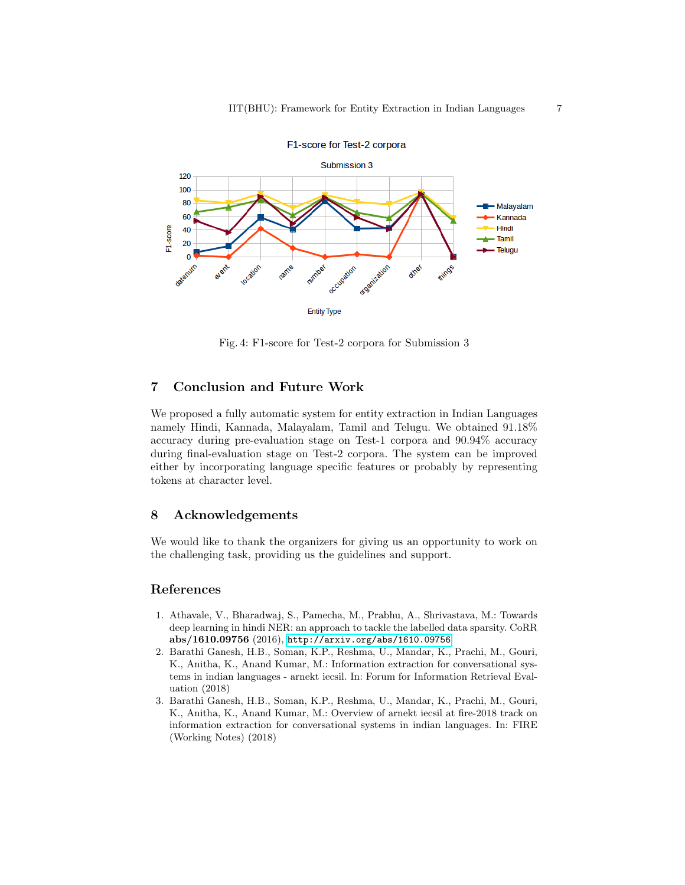Fig. 4: F1-score for Test-2 corpora for Submission 3

## 7 Conclusion and Future Work

We proposed a fully automatic system for entity extraction in Indian Languages namely Hindi, Kannada, Malayalam, Tamil and Telugu. We obtained 91.18% accuracy during pre-evaluation stage on Test-1 corpora and 90.94% accuracy during final-evaluation stage on Test-2 corpora. The system can be improved either by incorporating language specific features or probably by representing tokens at character level.

## 8 Acknowledgements

We would like to thank the organizers for giving us an opportunity to work on the challenging task, providing us the guidelines and support.

## References

1. Athavale, V., Bharadwaj, S., Pamecha, M., Prabhu, A., Shrivastava, M.: Towards deep learning in hindi NER: an approach to tackle the labelled data sparsity. CoRR **abs/1610.09756** (2016), `http://arxiv.org/abs/1610.09756`
2. Barathi Ganesh, H.B., Soman, K.P., Reshma, U., Mandar, K., Prachi, M., Gouri, K., Anitha, K., Anand Kumar, M.: Information extraction for conversational systems in indian languages - arnekt iecsil. In: Forum for Information Retrieval Evaluation (2018)
3. Barathi Ganesh, H.B., Soman, K.P., Reshma, U., Mandar, K., Prachi, M., Gouri, K., Anitha, K., Anand Kumar, M.: Overview of arnekt iecsil at fire-2018 track on information extraction for conversational systems in indian languages. In: FIRE (Working Notes) (2018)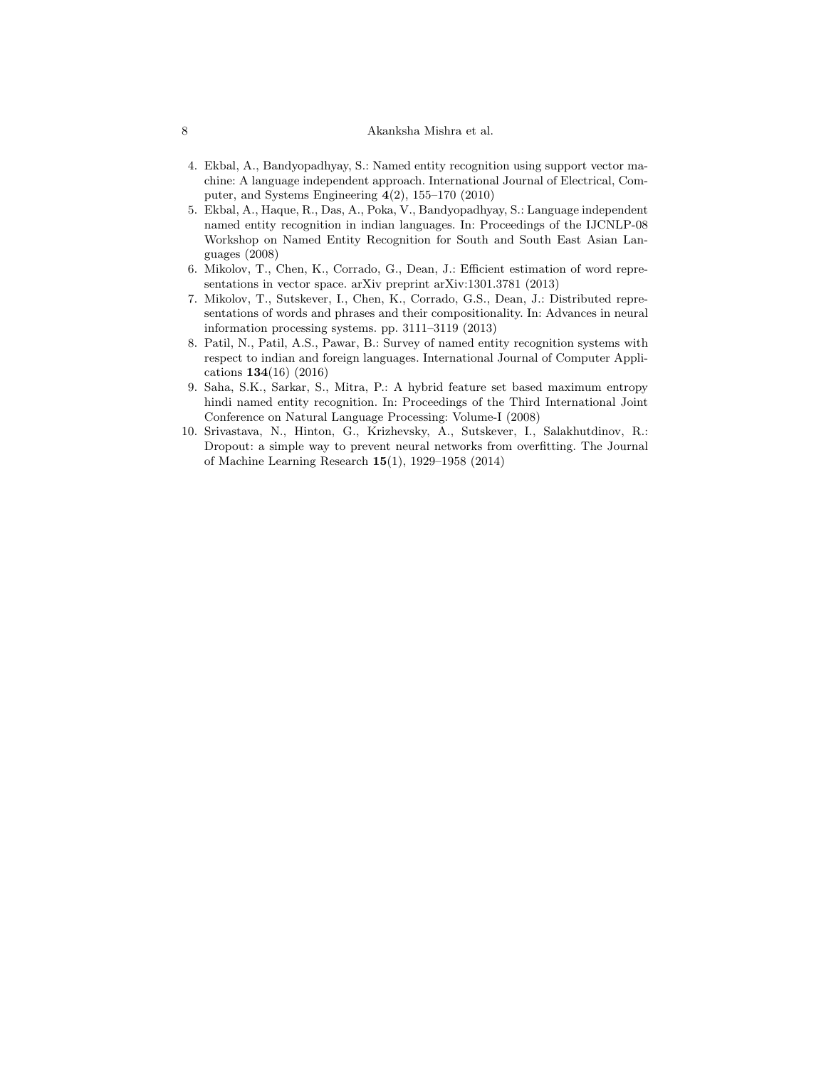4. Ekbal, A., Bandyopadhyay, S.: Named entity recognition using support vector machine: A language independent approach. International Journal of Electrical, Computer, and Systems Engineering **4**(2), 155–170 (2010)
5. Ekbal, A., Haque, R., Das, A., Poka, V., Bandyopadhyay, S.: Language independent named entity recognition in indian languages. In: Proceedings of the IJCNLP-08 Workshop on Named Entity Recognition for South and South East Asian Languages (2008)
6. Mikolov, T., Chen, K., Corrado, G., Dean, J.: Efficient estimation of word representations in vector space. arXiv preprint arXiv:1301.3781 (2013)
7. Mikolov, T., Sutskever, I., Chen, K., Corrado, G.S., Dean, J.: Distributed representations of words and phrases and their compositionality. In: Advances in neural information processing systems. pp. 3111–3119 (2013)
8. Patil, N., Patil, A.S., Pawar, B.: Survey of named entity recognition systems with respect to indian and foreign languages. International Journal of Computer Applications **134**(16) (2016)
9. Saha, S.K., Sarkar, S., Mitra, P.: A hybrid feature set based maximum entropy hindi named entity recognition. In: Proceedings of the Third International Joint Conference on Natural Language Processing: Volume-I (2008)
10. Srivastava, N., Hinton, G., Krizhevsky, A., Sutskever, I., Salakhutdinov, R.: Dropout: a simple way to prevent neural networks from overfitting. The Journal of Machine Learning Research **15**(1), 1929–1958 (2014)